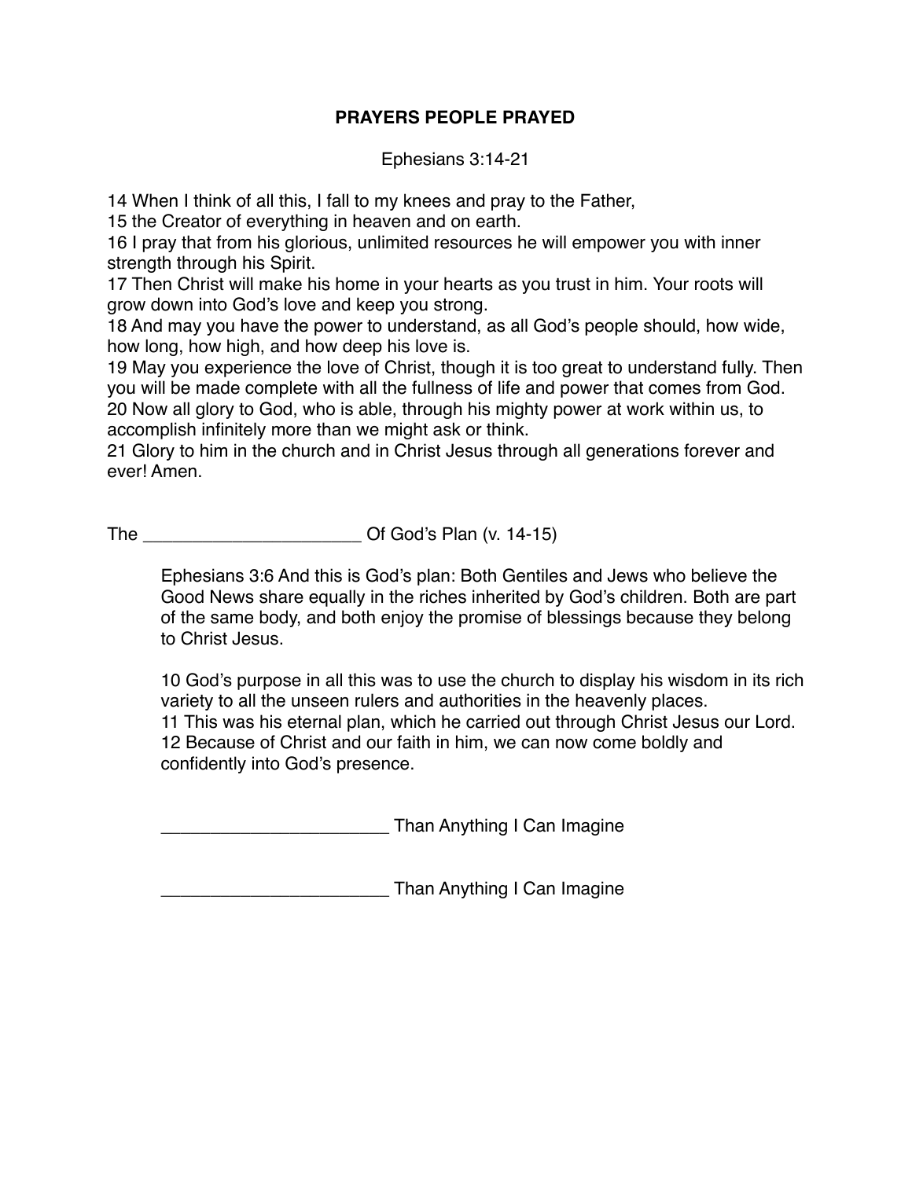# PRAYERS PEOPLE PRAYED

Ephesians 3:14-21

14 When I think of all this, I fall to my knees and pray to the Father,
15 the Creator of everything in heaven and on earth.
16 I pray that from his glorious, unlimited resources he will empower you with inner strength through his Spirit.
17 Then Christ will make his home in your hearts as you trust in him. Your roots will grow down into God's love and keep you strong.
18 And may you have the power to understand, as all God's people should, how wide, how long, how high, and how deep his love is.
19 May you experience the love of Christ, though it is too great to understand fully. Then you will be made complete with all the fullness of life and power that comes from God.
20 Now all glory to God, who is able, through his mighty power at work within us, to accomplish infinitely more than we might ask or think.
21 Glory to him in the church and in Christ Jesus through all generations forever and ever! Amen.

The ______________________ Of God's Plan (v. 14-15)

> Ephesians 3:6 And this is God's plan: Both Gentiles and Jews who believe the Good News share equally in the riches inherited by God's children. Both are part of the same body, and both enjoy the promise of blessings because they belong to Christ Jesus.
>
> 10 God's purpose in all this was to use the church to display his wisdom in its rich variety to all the unseen rulers and authorities in the heavenly places.
> 11 This was his eternal plan, which he carried out through Christ Jesus our Lord.
> 12 Because of Christ and our faith in him, we can now come boldly and confidently into God's presence.
>
> _______________________ Than Anything I Can Imagine
>
> _______________________ Than Anything I Can Imagine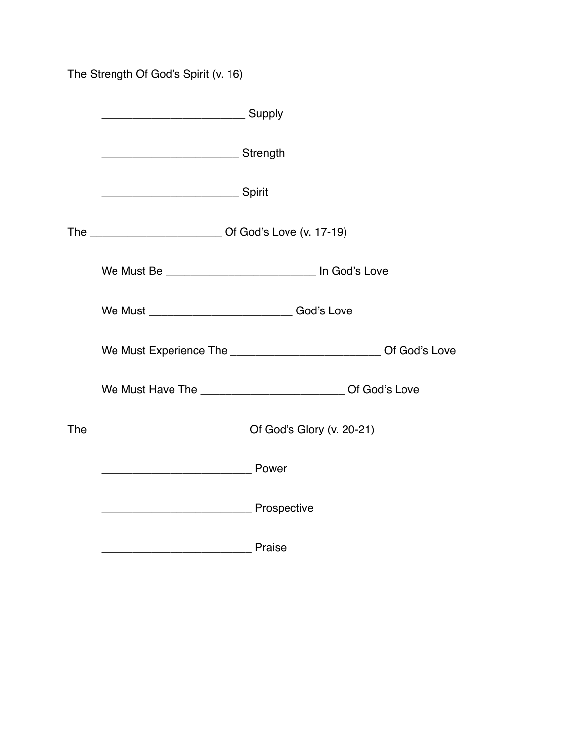The <u>Strength</u> Of God's Spirit (v. 16)

_______________________ Supply

______________________ Strength

______________________ Spirit

The _____________________ Of God's Love (v. 17-19)

We Must Be ________________________ In God's Love

We Must _______________________ God's Love

We Must Experience The ________________________ Of God's Love

We Must Have The _______________________ Of God's Love

The _________________________ Of God's Glory (v. 20-21)

________________________ Power

________________________ Prospective

________________________ Praise